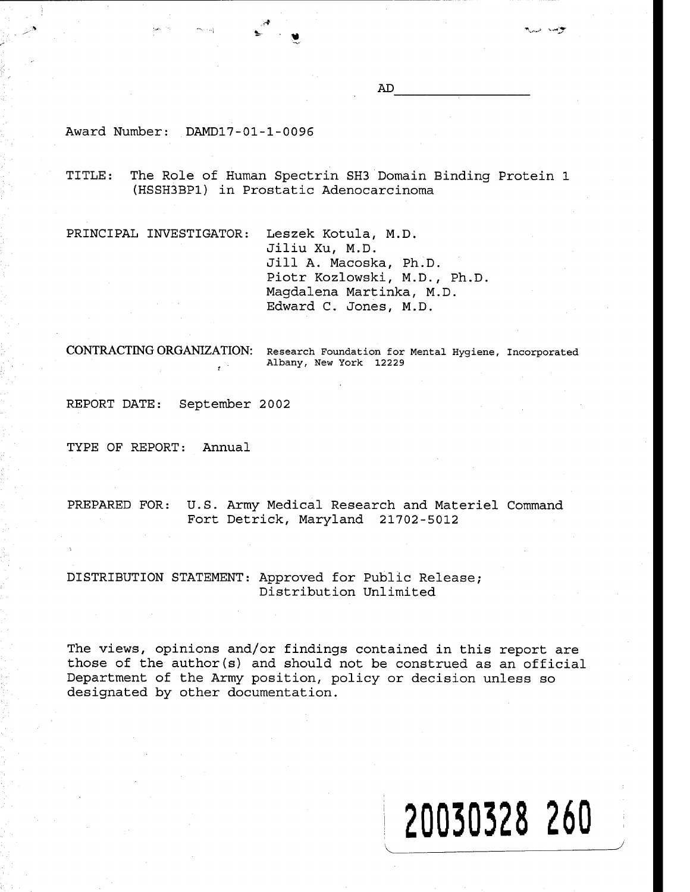AD_______________

Award Number: DAMD17-01-1-0096

TITLE: The Role of Human Spectrin SH3 Domain Binding Protein 1 (HSSH3BP1) in Prostatic Adenocarcinoma

PRINCIPAL INVESTIGATOR: Leszek Kotula, M.D.
Jiliu Xu, M.D.
Jill A. Macoska, Ph.D.
Piotr Kozlowski, M.D., Ph.D.
Magdalena Martinka, M.D.
Edward C. Jones, M.D.

CONTRACTING ORGANIZATION: Research Foundation for Mental Hygiene, Incorporated
Albany, New York 12229

REPORT DATE: September 2002

TYPE OF REPORT: Annual

PREPARED FOR: U.S. Army Medical Research and Materiel Command
Fort Detrick, Maryland 21702-5012

DISTRIBUTION STATEMENT: Approved for Public Release;
Distribution Unlimited

The views, opinions and/or findings contained in this report are those of the author(s) and should not be construed as an official Department of the Army position, policy or decision unless so designated by other documentation.

20030328 260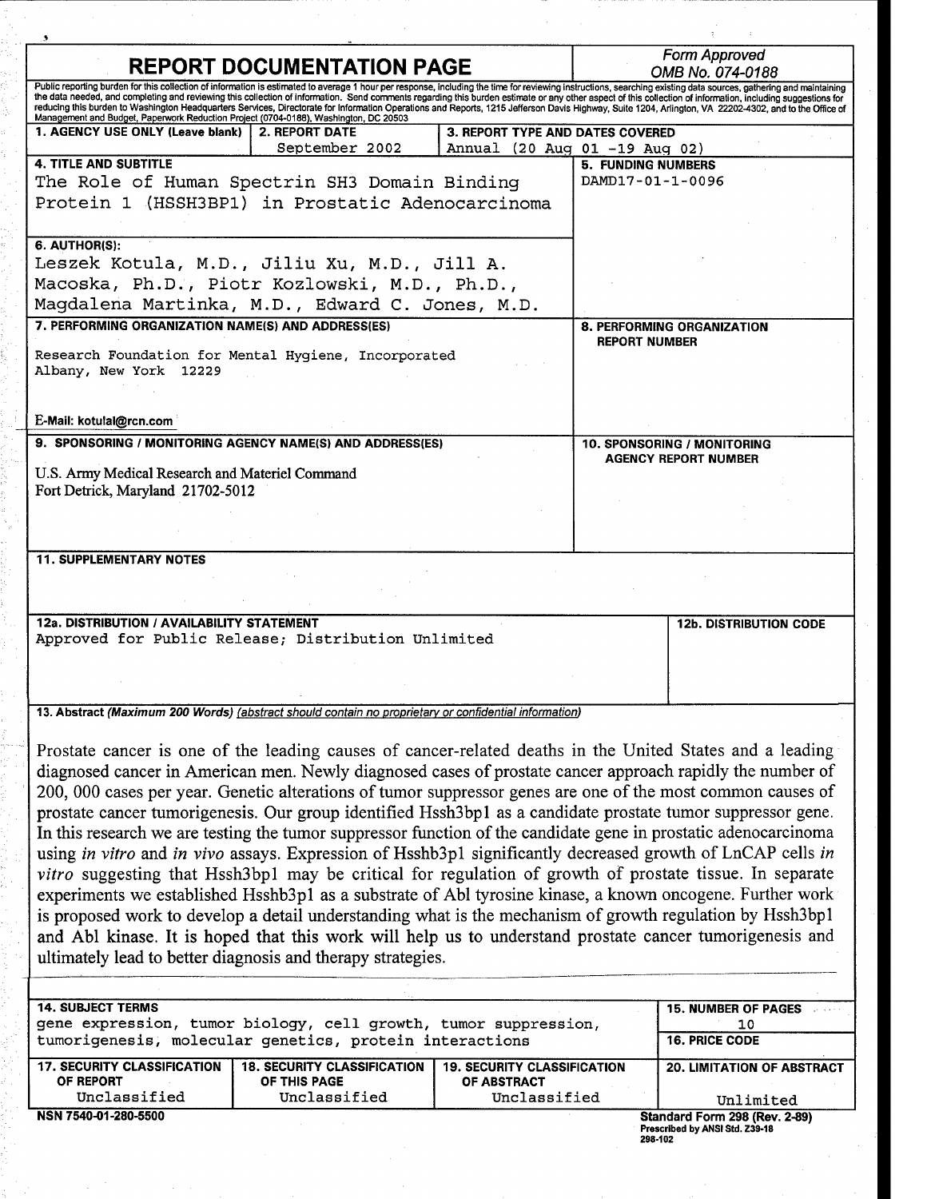# REPORT DOCUMENTATION PAGE

*Form Approved*
*OMB No. 074-0188*

Public reporting burden for this collection of information is estimated to average 1 hour per response, including the time for reviewing instructions, searching existing data sources, gathering and maintaining the data needed, and completing and reviewing this collection of information. Send comments regarding this burden estimate or any other aspect of this collection of information, including suggestions for reducing this burden to Washington Headquarters Services, Directorate for Information Operations and Reports, 1215 Jefferson Davis Highway, Suite 1204, Arlington, VA 22202-4302, and to the Office of Management and Budget, Paperwork Reduction Project (0704-0188), Washington, DC 20503

| 1. AGENCY USE ONLY (Leave blank) | 2. REPORT DATE | 3. REPORT TYPE AND DATES COVERED |
|---|---|---|
| | September 2002 | Annual (20 Aug 01 -19 Aug 02) |

**4. TITLE AND SUBTITLE**
The Role of Human Spectrin SH3 Domain Binding Protein 1 (HSSH3BP1) in Prostatic Adenocarcinoma

**5. FUNDING NUMBERS**
DAMD17-01-1-0096

**6. AUTHOR(S):**
Leszek Kotula, M.D., Jiliu Xu, M.D., Jill A. Macoska, Ph.D., Piotr Kozlowski, M.D., Ph.D., Magdalena Martinka, M.D., Edward C. Jones, M.D.

**7. PERFORMING ORGANIZATION NAME(S) AND ADDRESS(ES)**
Research Foundation for Mental Hygiene, Incorporated
Albany, New York 12229

E-Mail: kotulal@rcn.com

**8. PERFORMING ORGANIZATION REPORT NUMBER**

**9. SPONSORING / MONITORING AGENCY NAME(S) AND ADDRESS(ES)**
U.S. Army Medical Research and Materiel Command
Fort Detrick, Maryland 21702-5012

**10. SPONSORING / MONITORING AGENCY REPORT NUMBER**

**11. SUPPLEMENTARY NOTES**

**12a. DISTRIBUTION / AVAILABILITY STATEMENT**
Approved for Public Release; Distribution Unlimited

**12b. DISTRIBUTION CODE**

**13. Abstract** *(Maximum 200 Words) (abstract should contain no proprietary or confidential information)*

Prostate cancer is one of the leading causes of cancer-related deaths in the United States and a leading diagnosed cancer in American men. Newly diagnosed cases of prostate cancer approach rapidly the number of 200, 000 cases per year. Genetic alterations of tumor suppressor genes are one of the most common causes of prostate cancer tumorigenesis. Our group identified Hssh3bp1 as a candidate prostate tumor suppressor gene. In this research we are testing the tumor suppressor function of the candidate gene in prostatic adenocarcinoma using *in vitro* and *in vivo* assays. Expression of Hsshb3p1 significantly decreased growth of LnCAP cells *in vitro* suggesting that Hssh3bp1 may be critical for regulation of growth of prostate tissue. In separate experiments we established Hsshb3p1 as a substrate of Abl tyrosine kinase, a known oncogene. Further work is proposed work to develop a detail understanding what is the mechanism of growth regulation by Hssh3bp1 and Abl kinase. It is hoped that this work will help us to understand prostate cancer tumorigenesis and ultimately lead to better diagnosis and therapy strategies.

**14. SUBJECT TERMS**
gene expression, tumor biology, cell growth, tumor suppression, tumorigenesis, molecular genetics, protein interactions

**15. NUMBER OF PAGES**
10

**16. PRICE CODE**

| 17. SECURITY CLASSIFICATION OF REPORT | 18. SECURITY CLASSIFICATION OF THIS PAGE | 19. SECURITY CLASSIFICATION OF ABSTRACT | 20. LIMITATION OF ABSTRACT |
|---|---|---|---|
| Unclassified | Unclassified | Unclassified | Unlimited |

NSN 7540-01-280-5500

Standard Form 298 (Rev. 2-89)
Prescribed by ANSI Std. Z39-18
298-102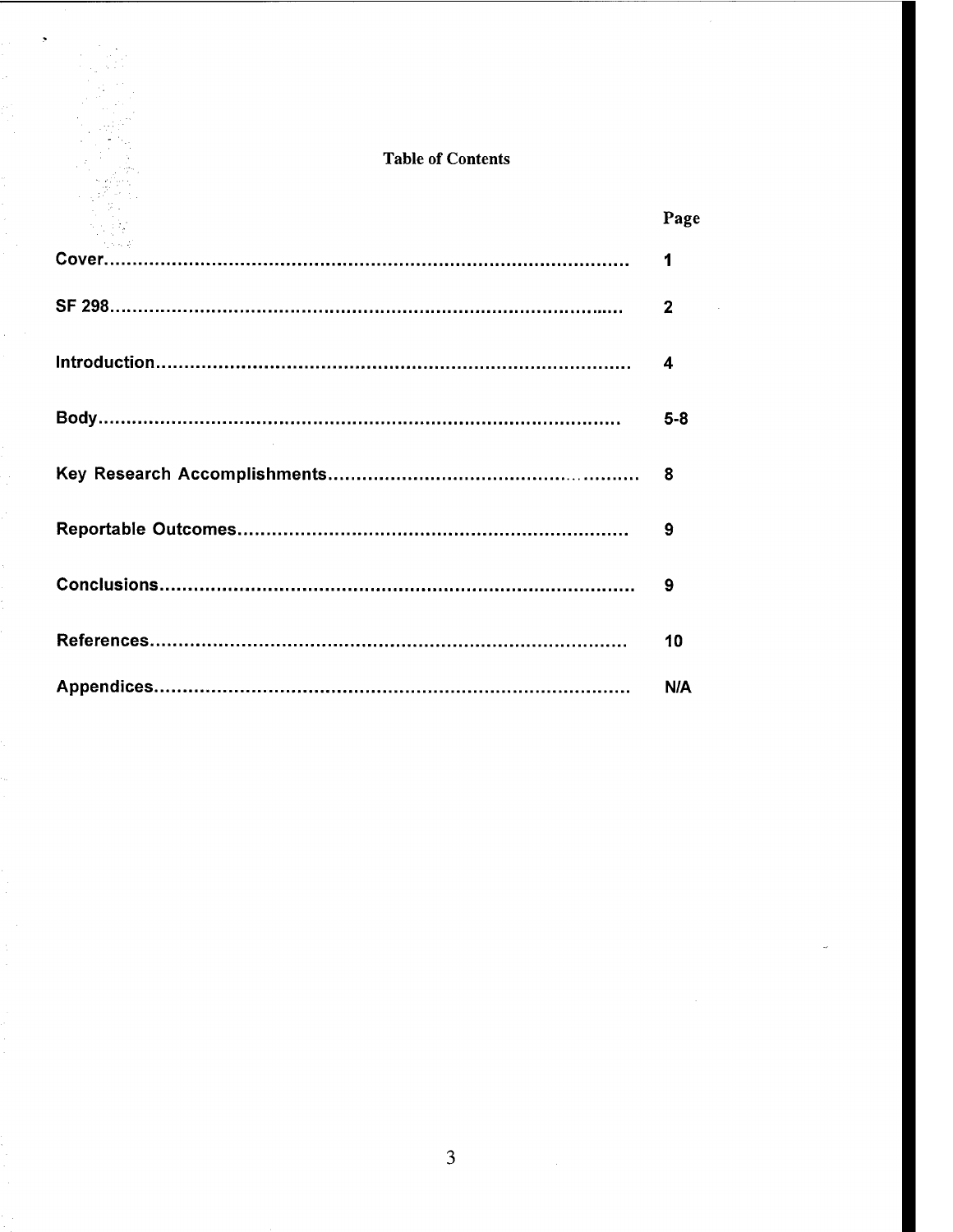# Table of Contents

| | Page |
|---|---|
| **Cover** | **1** |
| **SF 298** | **2** |
| **Introduction** | **4** |
| **Body** | **5-8** |
| **Key Research Accomplishments** | **8** |
| **Reportable Outcomes** | **9** |
| **Conclusions** | **9** |
| **References** | **10** |
| **Appendices** | **N/A** |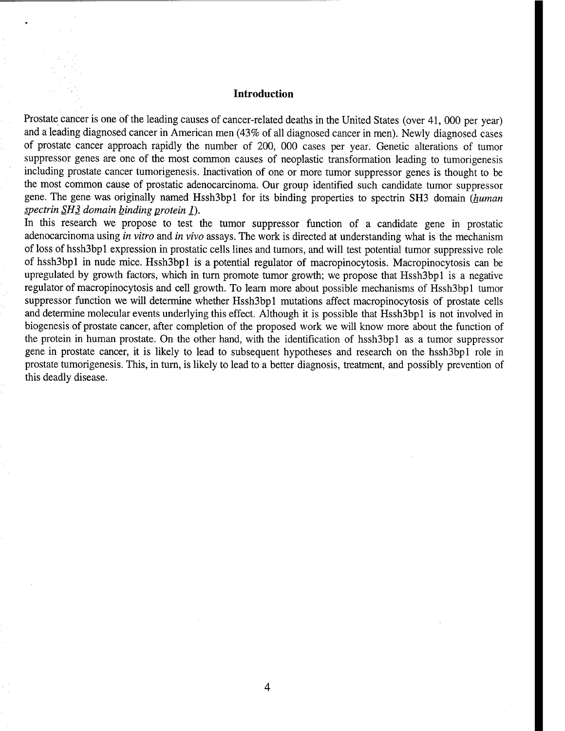## Introduction

Prostate cancer is one of the leading causes of cancer-related deaths in the United States (over 41, 000 per year) and a leading diagnosed cancer in American men (43% of all diagnosed cancer in men). Newly diagnosed cases of prostate cancer approach rapidly the number of 200, 000 cases per year. Genetic alterations of tumor suppressor genes are one of the most common causes of neoplastic transformation leading to tumorigenesis including prostate cancer tumorigenesis. Inactivation of one or more tumor suppressor genes is thought to be the most common cause of prostatic adenocarcinoma. Our group identified such candidate tumor suppressor gene. The gene was originally named Hssh3bp1 for its binding properties to spectrin SH3 domain (*human spectrin SH3 domain binding protein 1*).

In this research we propose to test the tumor suppressor function of a candidate gene in prostatic adenocarcinoma using *in vitro* and *in vivo* assays. The work is directed at understanding what is the mechanism of loss of hssh3bp1 expression in prostatic cells lines and tumors, and will test potential tumor suppressive role of hssh3bp1 in nude mice. Hssh3bp1 is a potential regulator of macropinocytosis. Macropinocytosis can be upregulated by growth factors, which in turn promote tumor growth; we propose that Hssh3bp1 is a negative regulator of macropinocytosis and cell growth. To learn more about possible mechanisms of Hssh3bp1 tumor suppressor function we will determine whether Hssh3bp1 mutations affect macropinocytosis of prostate cells and determine molecular events underlying this effect. Although it is possible that Hssh3bp1 is not involved in biogenesis of prostate cancer, after completion of the proposed work we will know more about the function of the protein in human prostate. On the other hand, with the identification of hssh3bp1 as a tumor suppressor gene in prostate cancer, it is likely to lead to subsequent hypotheses and research on the hssh3bp1 role in prostate tumorigenesis. This, in turn, is likely to lead to a better diagnosis, treatment, and possibly prevention of this deadly disease.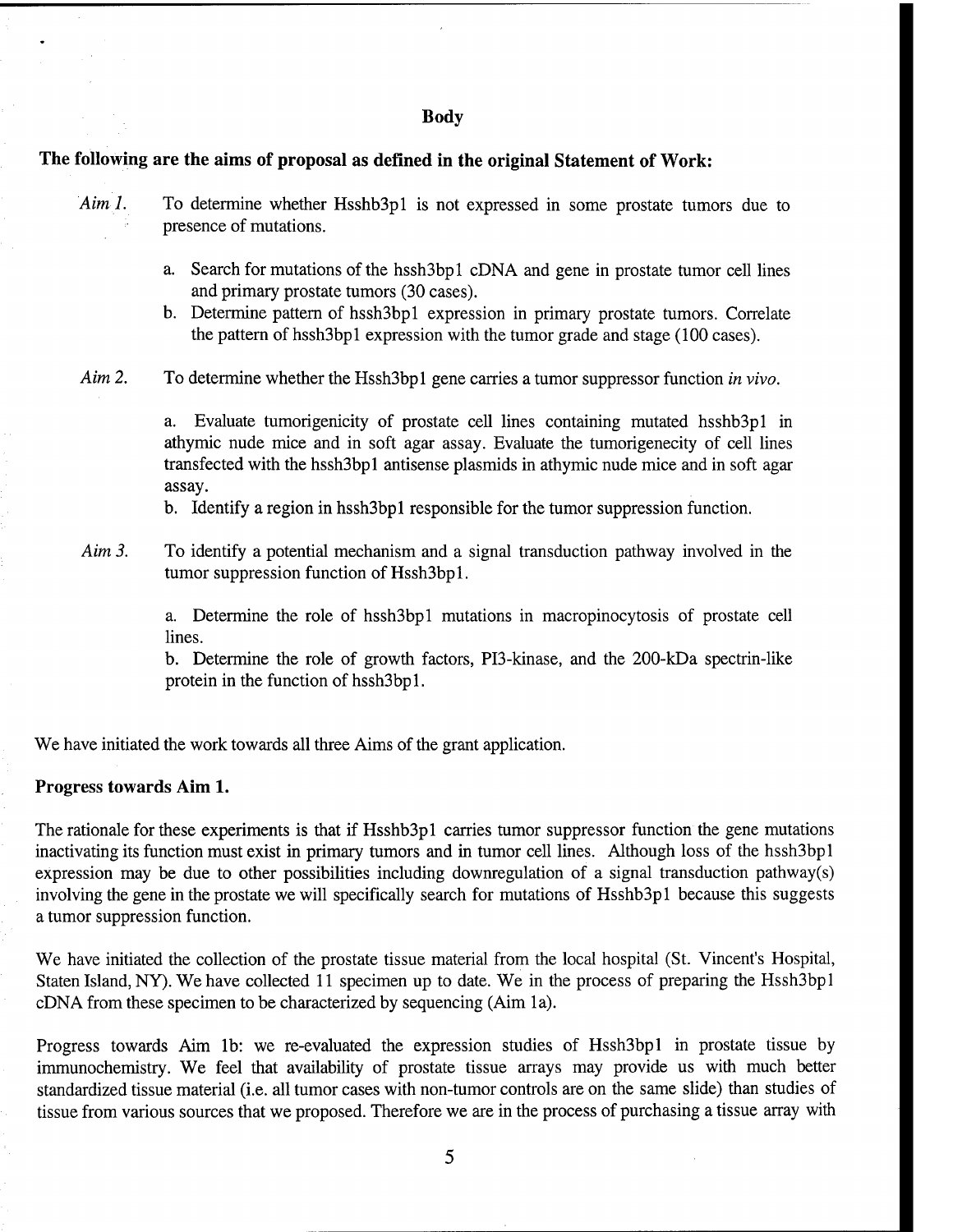## Body

### The following are the aims of proposal as defined in the original Statement of Work:

*Aim 1.* To determine whether Hsshb3p1 is not expressed in some prostate tumors due to presence of mutations.

a. Search for mutations of the hssh3bp1 cDNA and gene in prostate tumor cell lines and primary prostate tumors (30 cases).

b. Determine pattern of hssh3bp1 expression in primary prostate tumors. Correlate the pattern of hssh3bp1 expression with the tumor grade and stage (100 cases).

*Aim 2.* To determine whether the Hssh3bp1 gene carries a tumor suppressor function *in vivo*.

a. Evaluate tumorigenicity of prostate cell lines containing mutated hsshb3p1 in athymic nude mice and in soft agar assay. Evaluate the tumorigenecity of cell lines transfected with the hssh3bp1 antisense plasmids in athymic nude mice and in soft agar assay.

b. Identify a region in hssh3bp1 responsible for the tumor suppression function.

*Aim 3.* To identify a potential mechanism and a signal transduction pathway involved in the tumor suppression function of Hssh3bp1.

a. Determine the role of hssh3bp1 mutations in macropinocytosis of prostate cell lines.

b. Determine the role of growth factors, PI3-kinase, and the 200-kDa spectrin-like protein in the function of hssh3bp1.

We have initiated the work towards all three Aims of the grant application.

### Progress towards Aim 1.

The rationale for these experiments is that if Hsshb3p1 carries tumor suppressor function the gene mutations inactivating its function must exist in primary tumors and in tumor cell lines. Although loss of the hssh3bp1 expression may be due to other possibilities including downregulation of a signal transduction pathway(s) involving the gene in the prostate we will specifically search for mutations of Hsshb3p1 because this suggests a tumor suppression function.

We have initiated the collection of the prostate tissue material from the local hospital (St. Vincent's Hospital, Staten Island, NY). We have collected 11 specimen up to date. We in the process of preparing the Hssh3bp1 cDNA from these specimen to be characterized by sequencing (Aim 1a).

Progress towards Aim 1b: we re-evaluated the expression studies of Hssh3bp1 in prostate tissue by immunochemistry. We feel that availability of prostate tissue arrays may provide us with much better standardized tissue material (i.e. all tumor cases with non-tumor controls are on the same slide) than studies of tissue from various sources that we proposed. Therefore we are in the process of purchasing a tissue array with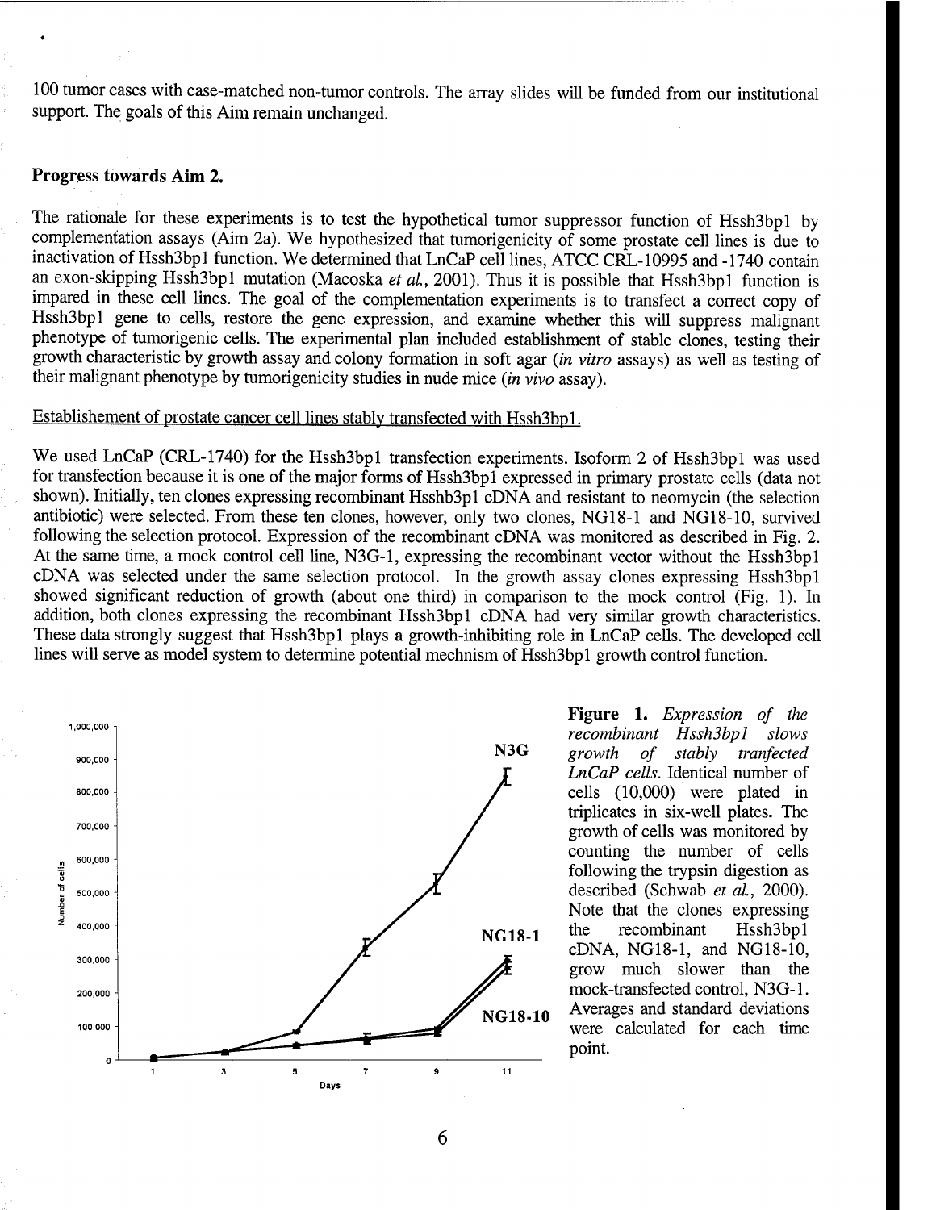100 tumor cases with case-matched non-tumor controls. The array slides will be funded from our institutional support. The goals of this Aim remain unchanged.

## Progress towards Aim 2.

The rationale for these experiments is to test the hypothetical tumor suppressor function of Hssh3bp1 by complementation assays (Aim 2a). We hypothesized that tumorigenicity of some prostate cell lines is due to inactivation of Hssh3bp1 function. We determined that LnCaP cell lines, ATCC CRL-10995 and -1740 contain an exon-skipping Hssh3bp1 mutation (Macoska *et al.*, 2001). Thus it is possible that Hssh3bp1 function is impared in these cell lines. The goal of the complementation experiments is to transfect a correct copy of Hssh3bp1 gene to cells, restore the gene expression, and examine whether this will suppress malignant phenotype of tumorigenic cells. The experimental plan included establishment of stable clones, testing their growth characteristic by growth assay and colony formation in soft agar (*in vitro* assays) as well as testing of their malignant phenotype by tumorigenicity studies in nude mice (*in vivo* assay).

<u>Establishement of prostate cancer cell lines stably transfected with Hssh3bp1.</u>

We used LnCaP (CRL-1740) for the Hssh3bp1 transfection experiments. Isoform 2 of Hssh3bp1 was used for transfection because it is one of the major forms of Hssh3bp1 expressed in primary prostate cells (data not shown). Initially, ten clones expressing recombinant Hsshb3p1 cDNA and resistant to neomycin (the selection antibiotic) were selected. From these ten clones, however, only two clones, NG18-1 and NG18-10, survived following the selection protocol. Expression of the recombinant cDNA was monitored as described in Fig. 2. At the same time, a mock control cell line, N3G-1, expressing the recombinant vector without the Hssh3bp1 cDNA was selected under the same selection protocol. In the growth assay clones expressing Hssh3bp1 showed significant reduction of growth (about one third) in comparison to the mock control (Fig. 1). In addition, both clones expressing the recombinant Hssh3bp1 cDNA had very similar growth characteristics. These data strongly suggest that Hssh3bp1 plays a growth-inhibiting role in LnCaP cells. The developed cell lines will serve as model system to determine potential mechnism of Hssh3bp1 growth control function.

**Figure 1.** *Expression of the recombinant Hssh3bp1 slows growth of stably tranfected LnCaP cells.* Identical number of cells (10,000) were plated in triplicates in six-well plates. The growth of cells was monitored by counting the number of cells following the trypsin digestion as described (Schwab *et al.*, 2000). Note that the clones expressing the recombinant Hssh3bp1 cDNA, NG18-1, and NG18-10, grow much slower than the mock-transfected control, N3G-1. Averages and standard deviations were calculated for each time point.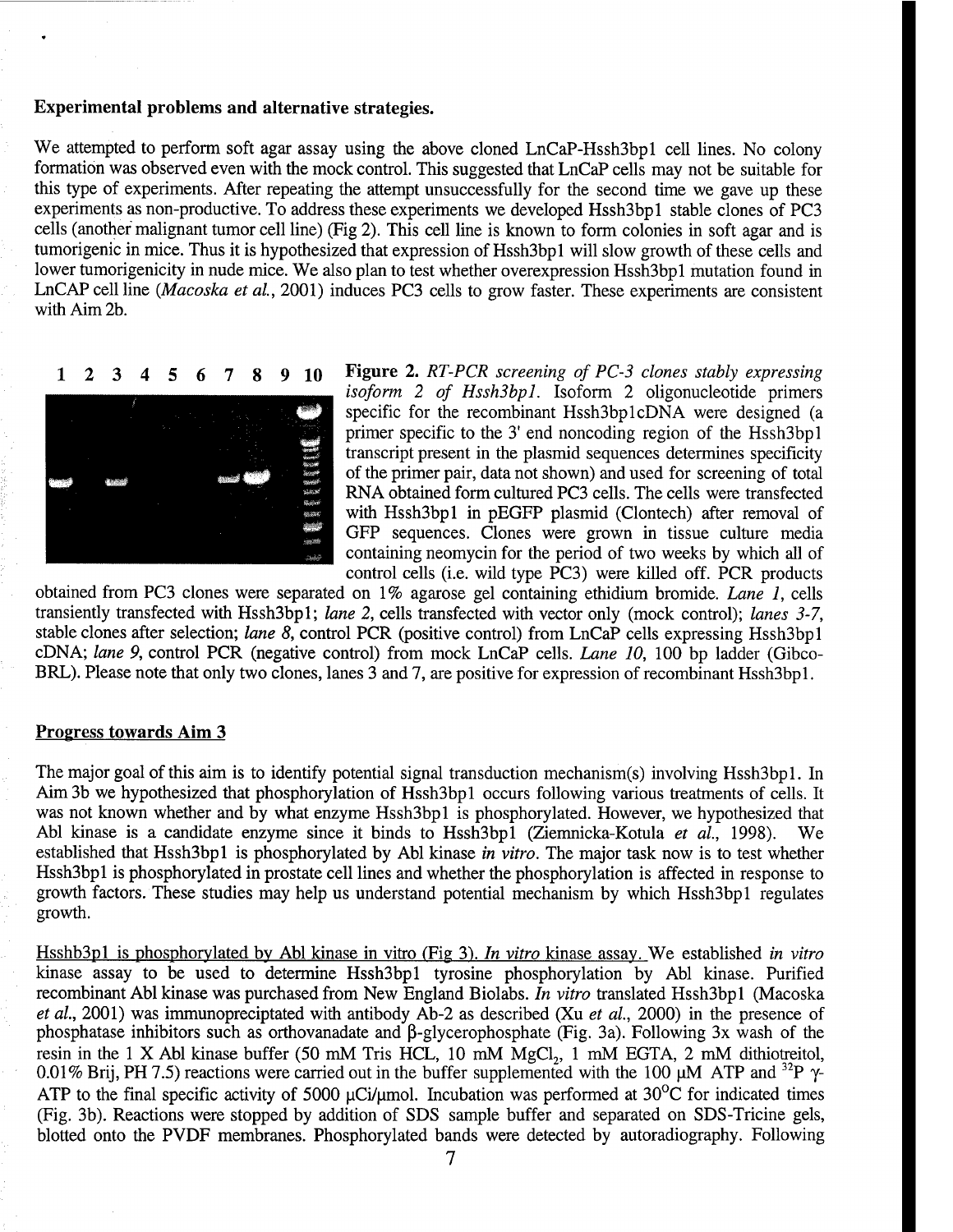**Experimental problems and alternative strategies.**

We attempted to perform soft agar assay using the above cloned LnCaP-Hssh3bp1 cell lines. No colony formation was observed even with the mock control. This suggested that LnCaP cells may not be suitable for this type of experiments. After repeating the attempt unsuccessfully for the second time we gave up these experiments as non-productive. To address these experiments we developed Hssh3bp1 stable clones of PC3 cells (another malignant tumor cell line) (Fig 2). This cell line is known to form colonies in soft agar and is tumorigenic in mice. Thus it is hypothesized that expression of Hssh3bp1 will slow growth of these cells and lower tumorigenicity in nude mice. We also plan to test whether overexpression Hssh3bp1 mutation found in LnCAP cell line (*Macoska et al.*, 2001) induces PC3 cells to grow faster. These experiments are consistent with Aim 2b.

1 2 3 4 5 6 7 8 9 10

**Figure 2.** *RT-PCR screening of PC-3 clones stably expressing isoform 2 of Hssh3bp1.* Isoform 2 oligonucleotide primers specific for the recombinant Hssh3bp1cDNA were designed (a primer specific to the 3' end noncoding region of the Hssh3bp1 transcript present in the plasmid sequences determines specificity of the primer pair, data not shown) and used for screening of total RNA obtained form cultured PC3 cells. The cells were transfected with Hssh3bp1 in pEGFP plasmid (Clontech) after removal of GFP sequences. Clones were grown in tissue culture media containing neomycin for the period of two weeks by which all of control cells (i.e. wild type PC3) were killed off. PCR products obtained from PC3 clones were separated on 1% agarose gel containing ethidium bromide. *Lane 1*, cells transiently transfected with Hssh3bp1; *lane 2*, cells transfected with vector only (mock control); *lanes 3-7*, stable clones after selection; *lane 8*, control PCR (positive control) from LnCaP cells expressing Hssh3bp1 cDNA; *lane 9*, control PCR (negative control) from mock LnCaP cells. *Lane 10*, 100 bp ladder (Gibco-BRL). Please note that only two clones, lanes 3 and 7, are positive for expression of recombinant Hssh3bp1.

## Progress towards Aim 3

The major goal of this aim is to identify potential signal transduction mechanism(s) involving Hssh3bp1. In Aim 3b we hypothesized that phosphorylation of Hssh3bp1 occurs following various treatments of cells. It was not known whether and by what enzyme Hssh3bp1 is phosphorylated. However, we hypothesized that Abl kinase is a candidate enzyme since it binds to Hssh3bp1 (Ziemnicka-Kotula *et al.*, 1998). We established that Hssh3bp1 is phosphorylated by Abl kinase *in vitro*. The major task now is to test whether Hssh3bp1 is phosphorylated in prostate cell lines and whether the phosphorylation is affected in response to growth factors. These studies may help us understand potential mechanism by which Hssh3bp1 regulates growth.

Hsshb3p1 is phosphorylated by Abl kinase in vitro (Fig 3). *In vitro* kinase assay. We established *in vitro* kinase assay to be used to determine Hssh3bp1 tyrosine phosphorylation by Abl kinase. Purified recombinant Abl kinase was purchased from New England Biolabs. *In vitro* translated Hssh3bp1 (Macoska *et al.*, 2001) was immunopreciptated with antibody Ab-2 as described (Xu *et al.*, 2000) in the presence of phosphatase inhibitors such as orthovanadate and β-glycerophosphate (Fig. 3a). Following 3x wash of the resin in the 1 X Abl kinase buffer (50 mM Tris HCL, 10 mM $MgCl_2$, 1 mM EGTA, 2 mM dithiotreitol, 0.01% Brij, PH 7.5) reactions were carried out in the buffer supplemented with the 100 μM ATP and $^{32}P$ γ-ATP to the final specific activity of 5000 μCi/μmol. Incubation was performed at 30°C for indicated times (Fig. 3b). Reactions were stopped by addition of SDS sample buffer and separated on SDS-Tricine gels, blotted onto the PVDF membranes. Phosphorylated bands were detected by autoradiography. Following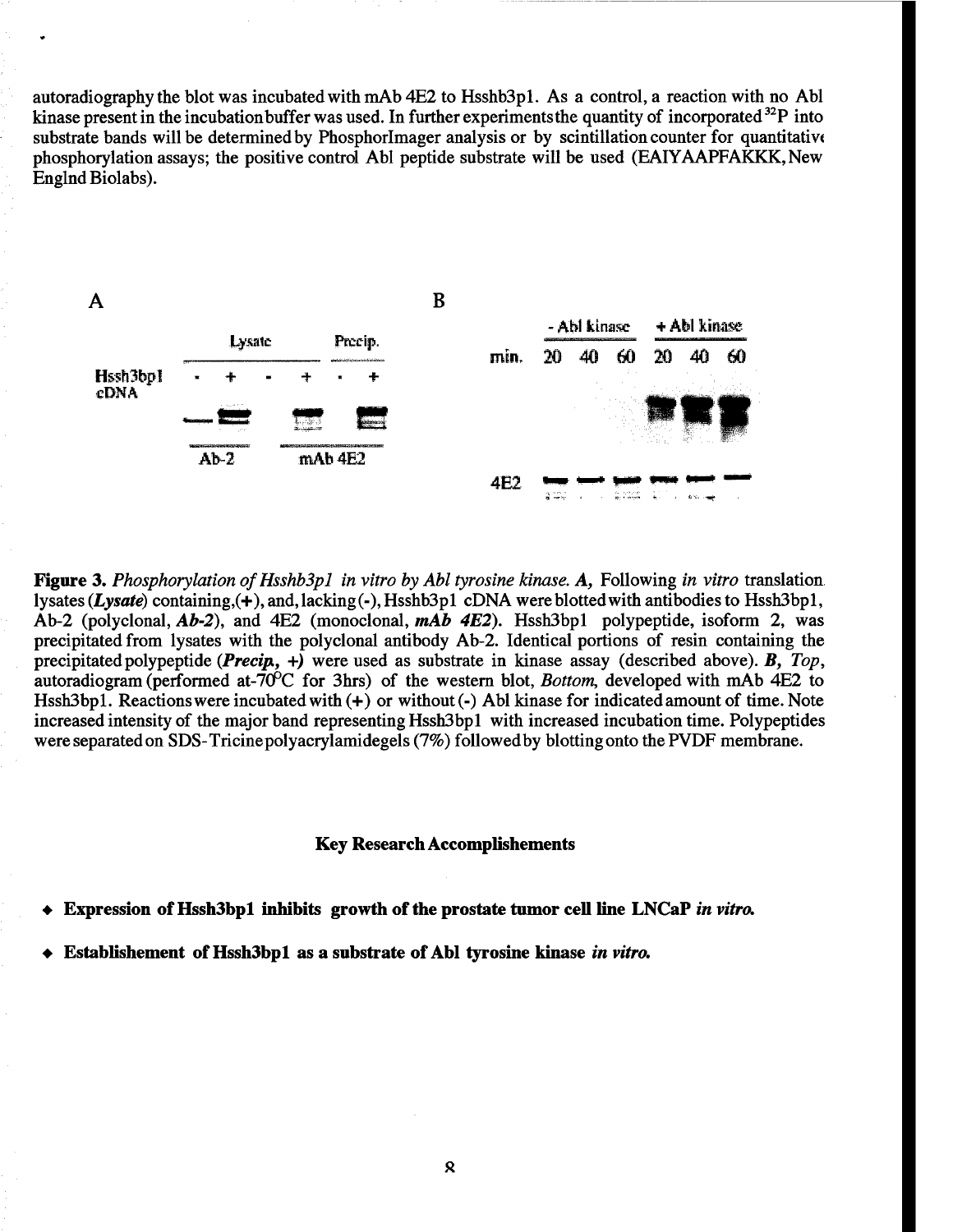autoradiography the blot was incubated with mAb 4E2 to Hsshb3p1. As a control, a reaction with no Abl kinase present in the incubation buffer was used. In further experiments the quantity of incorporated $^{32}P$ into substrate bands will be determined by PhosphorImager analysis or by scintillation counter for quantitative phosphorylation assays; the positive control Abl peptide substrate will be used (EAIYAAPFAKKK, New Englnd Biolabs).

**Figure 3.** *Phosphorylation of Hsshb3p1 in vitro by Abl tyrosine kinase.* ***A,*** Following *in vitro* translation lysates (***Lysate***) containing,(+), and, lacking (-), Hsshb3p1 cDNA were blotted with antibodies to Hssh3bp1, Ab-2 (polyclonal, ***Ab-2***), and 4E2 (monoclonal, ***mAb 4E2***). Hssh3bp1 polypeptide, isoform 2, was precipitated from lysates with the polyclonal antibody Ab-2. Identical portions of resin containing the precipitated polypeptide (***Precip, +)*** were used as substrate in kinase assay (described above). ***B,*** *Top*, autoradiogram (performed at-70°C for 3hrs) of the western blot, *Bottom*, developed with mAb 4E2 to Hssh3bp1. Reactions were incubated with (+) or without (-) Abl kinase for indicated amount of time. Note increased intensity of the major band representing Hssh3bp1 with increased incubation time. Polypeptides were separated on SDS-Tricine polyacrylamide gels (7%) followed by blotting onto the PVDF membrane.

## Key Research Accomplishements

- **Expression of Hssh3bp1 inhibits growth of the prostate tumor cell line LNCaP *in vitro.***
- **Establishement of Hssh3bp1 as a substrate of Abl tyrosine kinase *in vitro.***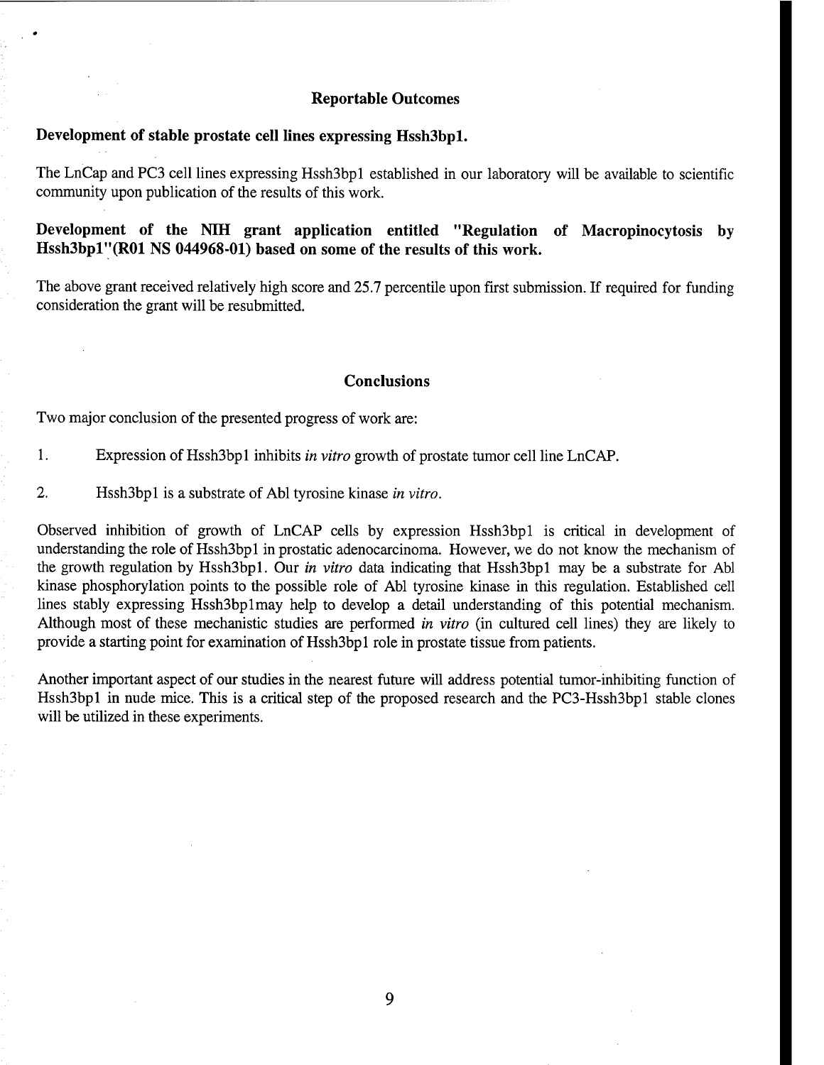## Reportable Outcomes

### Development of stable prostate cell lines expressing Hssh3bp1.

The LnCap and PC3 cell lines expressing Hssh3bp1 established in our laboratory will be available to scientific community upon publication of the results of this work.

### Development of the NIH grant application entitled "Regulation of Macropinocytosis by Hssh3bp1"(R01 NS 044968-01) based on some of the results of this work.

The above grant received relatively high score and 25.7 percentile upon first submission. If required for funding consideration the grant will be resubmitted.

## Conclusions

Two major conclusion of the presented progress of work are:

1. Expression of Hssh3bp1 inhibits *in vitro* growth of prostate tumor cell line LnCAP.

2. Hssh3bp1 is a substrate of Abl tyrosine kinase *in vitro*.

Observed inhibition of growth of LnCAP cells by expression Hssh3bp1 is critical in development of understanding the role of Hssh3bp1 in prostatic adenocarcinoma. However, we do not know the mechanism of the growth regulation by Hssh3bp1. Our *in vitro* data indicating that Hssh3bp1 may be a substrate for Abl kinase phosphorylation points to the possible role of Abl tyrosine kinase in this regulation. Established cell lines stably expressing Hssh3bp1may help to develop a detail understanding of this potential mechanism. Although most of these mechanistic studies are performed *in vitro* (in cultured cell lines) they are likely to provide a starting point for examination of Hssh3bp1 role in prostate tissue from patients.

Another important aspect of our studies in the nearest future will address potential tumor-inhibiting function of Hssh3bp1 in nude mice. This is a critical step of the proposed research and the PC3-Hssh3bp1 stable clones will be utilized in these experiments.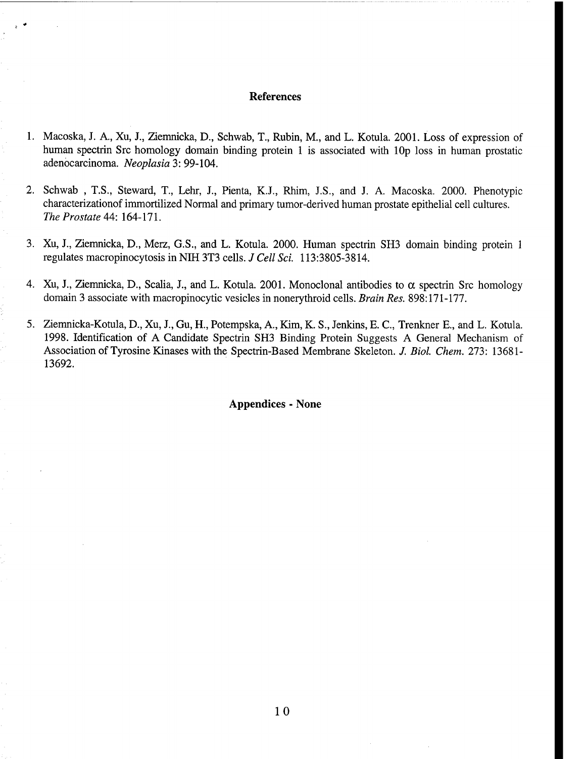## References

1. Macoska, J. A., Xu, J., Ziemnicka, D., Schwab, T., Rubin, M., and L. Kotula. 2001. Loss of expression of human spectrin Src homology domain binding protein 1 is associated with 10p loss in human prostatic adenocarcinoma. *Neoplasia* 3: 99-104.

2. Schwab , T.S., Steward, T., Lehr, J., Pienta, K.J., Rhim, J.S., and J. A. Macoska. 2000. Phenotypic characterizationof immortilized Normal and primary tumor-derived human prostate epithelial cell cultures. *The Prostate* 44: 164-171.

3. Xu, J., Ziemnicka, D., Merz, G.S., and L. Kotula. 2000. Human spectrin SH3 domain binding protein 1 regulates macropinocytosis in NIH 3T3 cells. *J Cell Sci.* 113:3805-3814.

4. Xu, J., Ziemnicka, D., Scalia, J., and L. Kotula. 2001. Monoclonal antibodies to $\alpha$ spectrin Src homology domain 3 associate with macropinocytic vesicles in nonerythroid cells. *Brain Res.* 898:171-177.

5. Ziemnicka-Kotula, D., Xu, J., Gu, H., Potempska, A., Kim, K. S., Jenkins, E. C., Trenkner E., and L. Kotula. 1998. Identification of A Candidate Spectrin SH3 Binding Protein Suggests A General Mechanism of Association of Tyrosine Kinases with the Spectrin-Based Membrane Skeleton. *J. Biol. Chem.* 273: 13681-13692.

**Appendices - None**